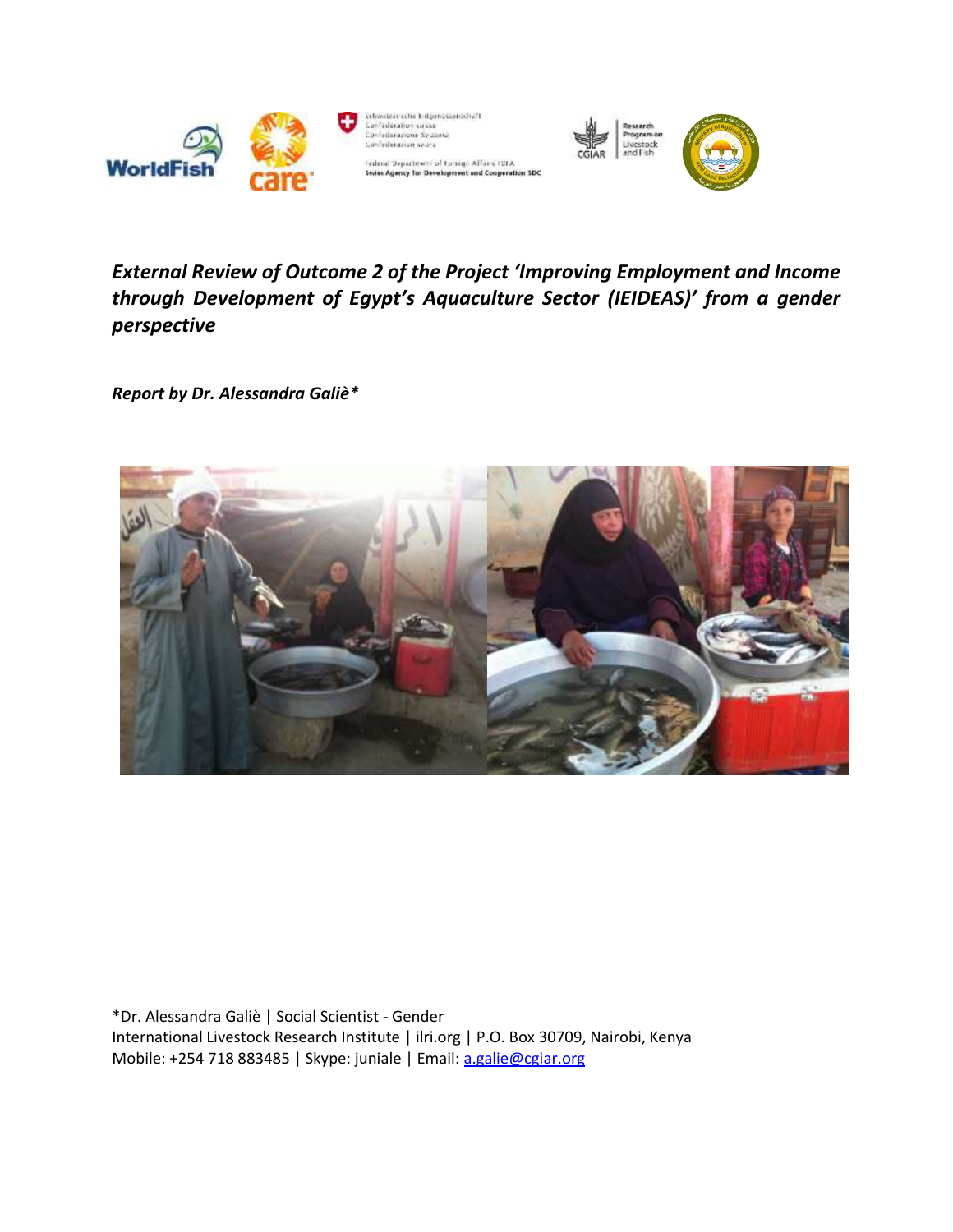*External Review of Outcome 2 of the Project 'Improving Employment and Income through Development of Egypt's Aquaculture Sector (IEIDEAS)' from a gender perspective*

***Report by Dr. Alessandra Galiè****

*Dr. Alessandra Galiè | Social Scientist - Gender
International Livestock Research Institute | ilri.org | P.O. Box 30709, Nairobi, Kenya
Mobile: +254 718 883485 | Skype: juniale | Email: a.galie@cgiar.org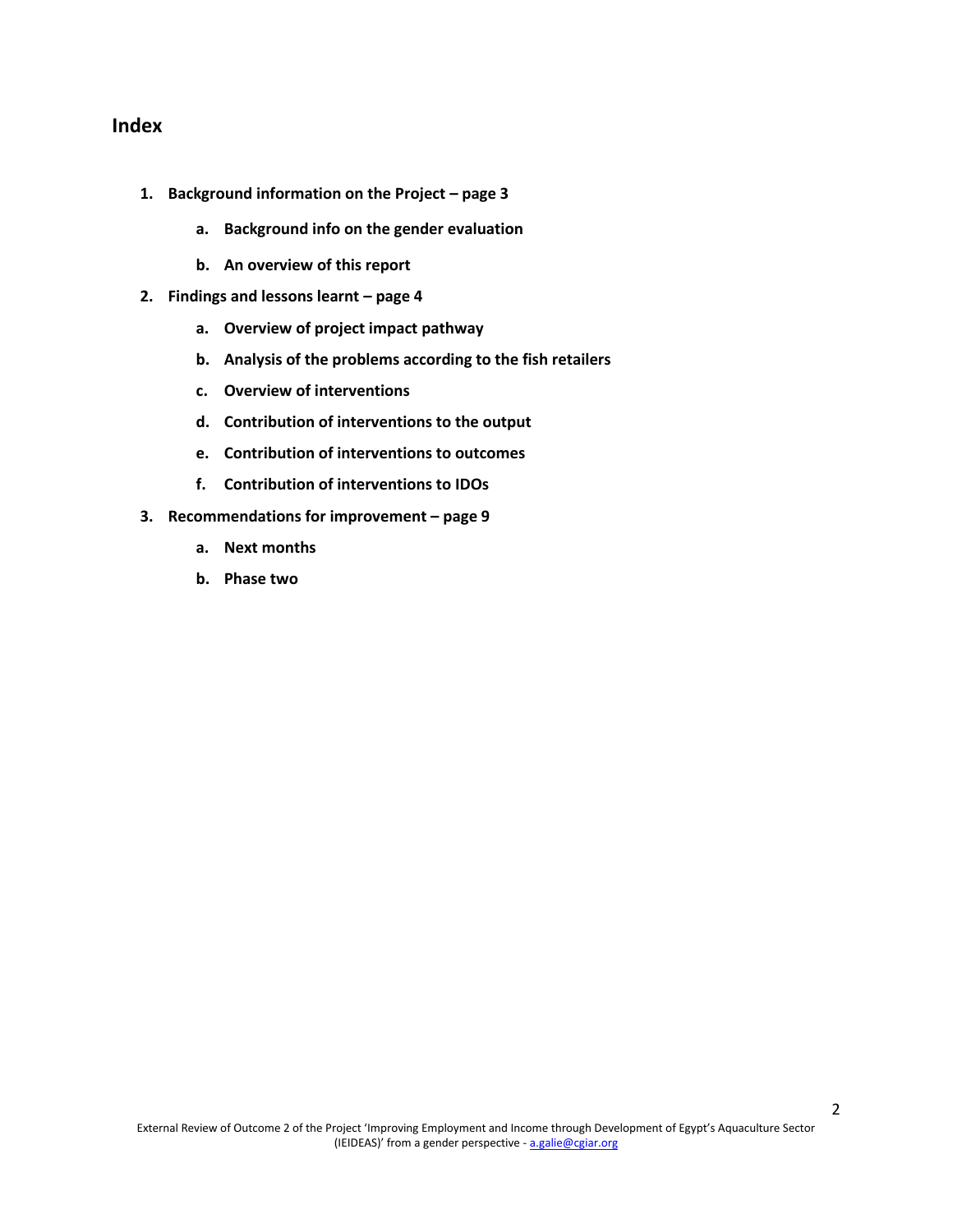## Index

1. **Background information on the Project – page 3**
    a. **Background info on the gender evaluation**
    b. **An overview of this report**
2. **Findings and lessons learnt – page 4**
    a. **Overview of project impact pathway**
    b. **Analysis of the problems according to the fish retailers**
    c. **Overview of interventions**
    d. **Contribution of interventions to the output**
    e. **Contribution of interventions to outcomes**
    f. **Contribution of interventions to IDOs**
3. **Recommendations for improvement – page 9**
    a. **Next months**
    b. **Phase two**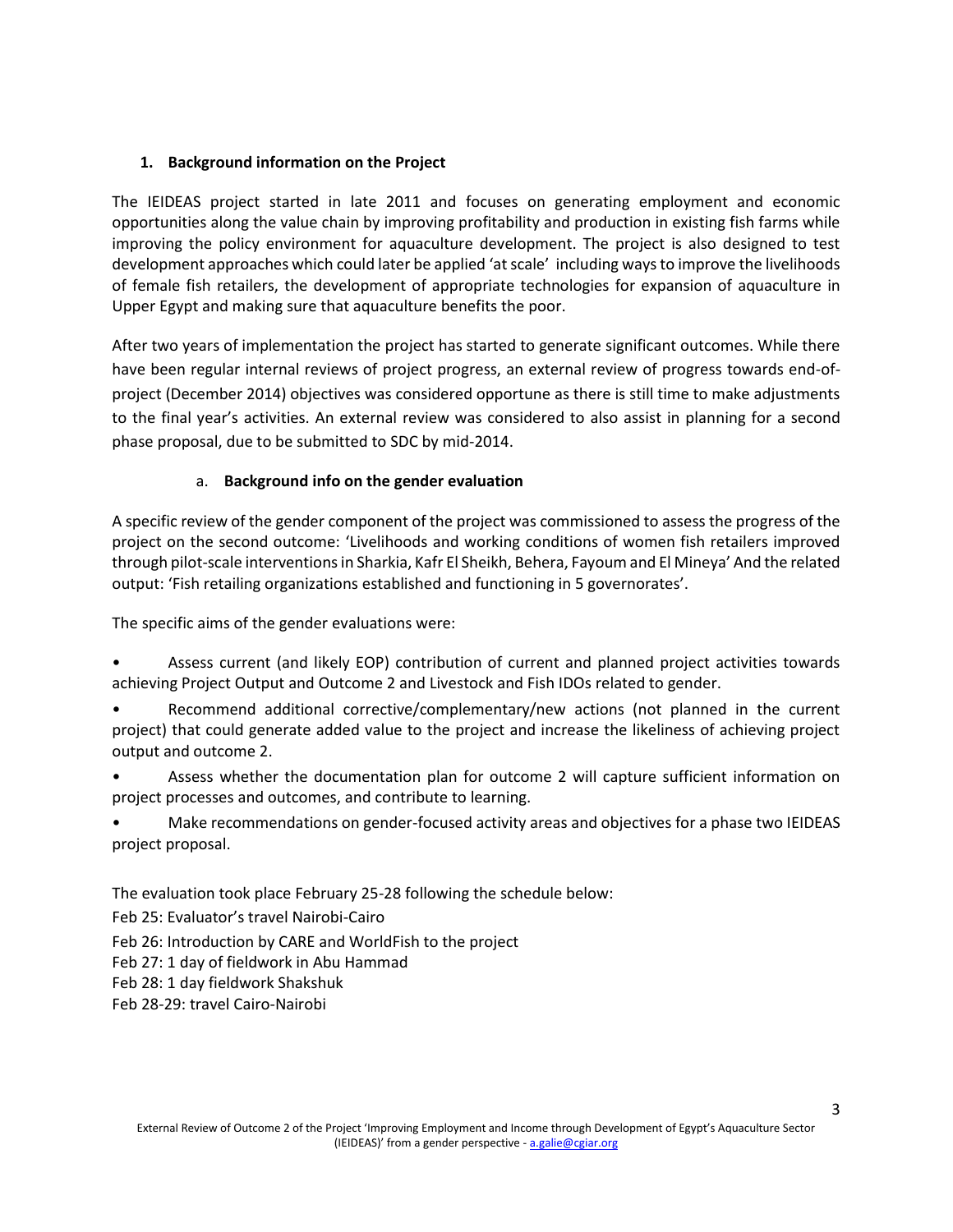## 1. Background information on the Project

The IEIDEAS project started in late 2011 and focuses on generating employment and economic opportunities along the value chain by improving profitability and production in existing fish farms while improving the policy environment for aquaculture development. The project is also designed to test development approaches which could later be applied 'at scale' including ways to improve the livelihoods of female fish retailers, the development of appropriate technologies for expansion of aquaculture in Upper Egypt and making sure that aquaculture benefits the poor.

After two years of implementation the project has started to generate significant outcomes. While there have been regular internal reviews of project progress, an external review of progress towards end-of-project (December 2014) objectives was considered opportune as there is still time to make adjustments to the final year's activities. An external review was considered to also assist in planning for a second phase proposal, due to be submitted to SDC by mid-2014.

### a. Background info on the gender evaluation

A specific review of the gender component of the project was commissioned to assess the progress of the project on the second outcome: 'Livelihoods and working conditions of women fish retailers improved through pilot-scale interventions in Sharkia, Kafr El Sheikh, Behera, Fayoum and El Mineya' And the related output: 'Fish retailing organizations established and functioning in 5 governorates'.

The specific aims of the gender evaluations were:

- Assess current (and likely EOP) contribution of current and planned project activities towards achieving Project Output and Outcome 2 and Livestock and Fish IDOs related to gender.
- Recommend additional corrective/complementary/new actions (not planned in the current project) that could generate added value to the project and increase the likeliness of achieving project output and outcome 2.
- Assess whether the documentation plan for outcome 2 will capture sufficient information on project processes and outcomes, and contribute to learning.
- Make recommendations on gender-focused activity areas and objectives for a phase two IEIDEAS project proposal.

The evaluation took place February 25-28 following the schedule below:

Feb 25: Evaluator's travel Nairobi-Cairo

Feb 26: Introduction by CARE and WorldFish to the project

Feb 27: 1 day of fieldwork in Abu Hammad

Feb 28: 1 day fieldwork Shakshuk

Feb 28-29: travel Cairo-Nairobi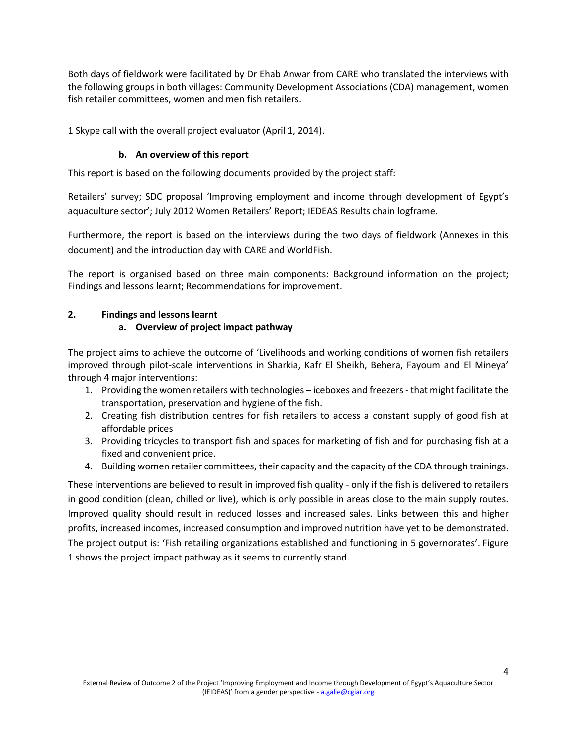Both days of fieldwork were facilitated by Dr Ehab Anwar from CARE who translated the interviews with the following groups in both villages: Community Development Associations (CDA) management, women fish retailer committees, women and men fish retailers.

1 Skype call with the overall project evaluator (April 1, 2014).

### b. An overview of this report

This report is based on the following documents provided by the project staff:

Retailers' survey; SDC proposal 'Improving employment and income through development of Egypt's aquaculture sector'; July 2012 Women Retailers' Report; IEDEAS Results chain logframe.

Furthermore, the report is based on the interviews during the two days of fieldwork (Annexes in this document) and the introduction day with CARE and WorldFish.

The report is organised based on three main components: Background information on the project; Findings and lessons learnt; Recommendations for improvement.

## 2. Findings and lessons learnt

### a. Overview of project impact pathway

The project aims to achieve the outcome of 'Livelihoods and working conditions of women fish retailers improved through pilot-scale interventions in Sharkia, Kafr El Sheikh, Behera, Fayoum and El Mineya' through 4 major interventions:

1. Providing the women retailers with technologies – iceboxes and freezers - that might facilitate the transportation, preservation and hygiene of the fish.
2. Creating fish distribution centres for fish retailers to access a constant supply of good fish at affordable prices
3. Providing tricycles to transport fish and spaces for marketing of fish and for purchasing fish at a fixed and convenient price.
4. Building women retailer committees, their capacity and the capacity of the CDA through trainings.

These interventions are believed to result in improved fish quality - only if the fish is delivered to retailers in good condition (clean, chilled or live), which is only possible in areas close to the main supply routes. Improved quality should result in reduced losses and increased sales. Links between this and higher profits, increased incomes, increased consumption and improved nutrition have yet to be demonstrated. The project output is: 'Fish retailing organizations established and functioning in 5 governorates'. Figure 1 shows the project impact pathway as it seems to currently stand.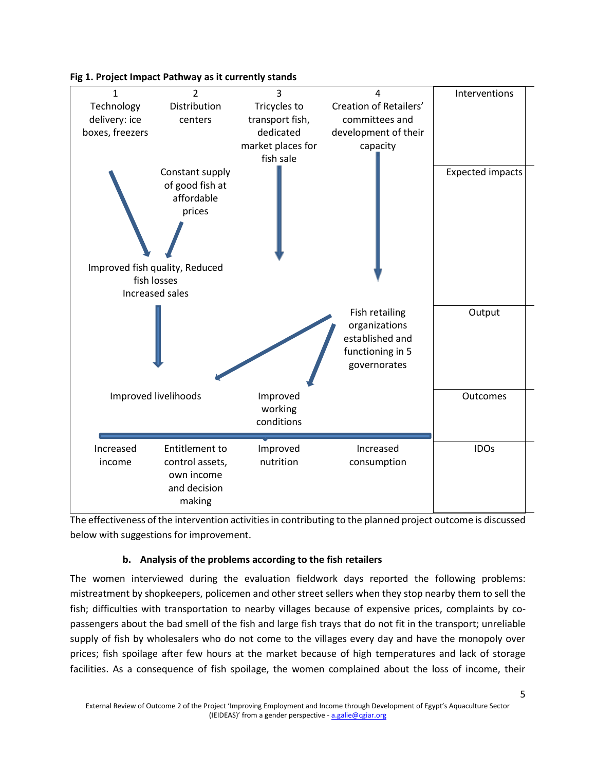**Fig 1. Project Impact Pathway as it currently stands**

| 1 | 2 | 3 | 4 | |
|---|---|---|---|---|
| Technology delivery: ice boxes, freezers | Distribution centers | Tricycles to transport fish, dedicated market places for fish sale | Creation of Retailers' committees and development of their capacity | Interventions |
| | Constant supply of good fish at affordable prices | | | Expected impacts |
| Improved fish quality, Reduced fish losses Increased sales | | | | |
| | | | Fish retailing organizations established and functioning in 5 governorates | Output |
| Improved livelihoods | | Improved working conditions | | Outcomes |
| Increased income | Entitlement to control assets, own income and decision making | Improved nutrition | Increased consumption | IDOs |

The effectiveness of the intervention activities in contributing to the planned project outcome is discussed below with suggestions for improvement.

**b. Analysis of the problems according to the fish retailers**

The women interviewed during the evaluation fieldwork days reported the following problems: mistreatment by shopkeepers, policemen and other street sellers when they stop nearby them to sell the fish; difficulties with transportation to nearby villages because of expensive prices, complaints by co-passengers about the bad smell of the fish and large fish trays that do not fit in the transport; unreliable supply of fish by wholesalers who do not come to the villages every day and have the monopoly over prices; fish spoilage after few hours at the market because of high temperatures and lack of storage facilities. As a consequence of fish spoilage, the women complained about the loss of income, their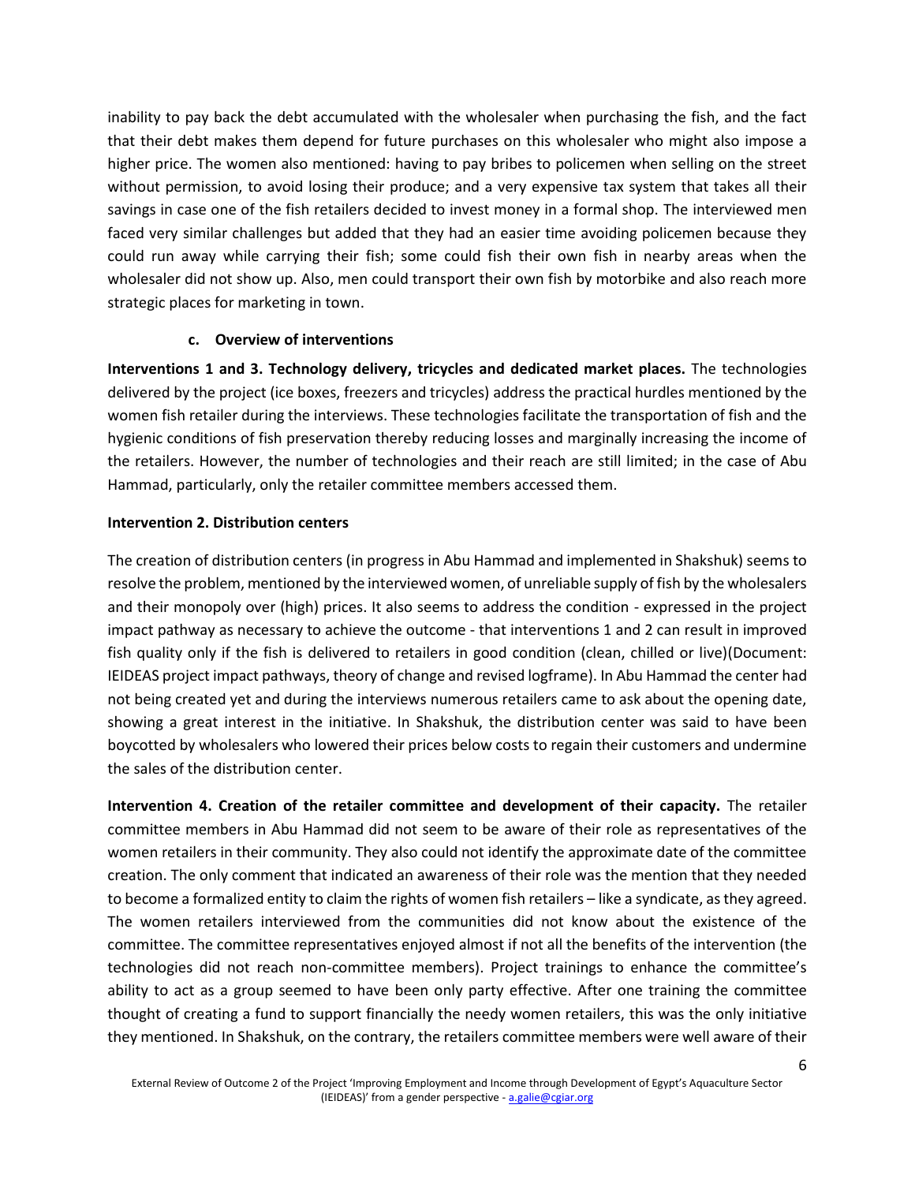inability to pay back the debt accumulated with the wholesaler when purchasing the fish, and the fact that their debt makes them depend for future purchases on this wholesaler who might also impose a higher price. The women also mentioned: having to pay bribes to policemen when selling on the street without permission, to avoid losing their produce; and a very expensive tax system that takes all their savings in case one of the fish retailers decided to invest money in a formal shop. The interviewed men faced very similar challenges but added that they had an easier time avoiding policemen because they could run away while carrying their fish; some could fish their own fish in nearby areas when the wholesaler did not show up. Also, men could transport their own fish by motorbike and also reach more strategic places for marketing in town.

### c. Overview of interventions

**Interventions 1 and 3. Technology delivery, tricycles and dedicated market places.** The technologies delivered by the project (ice boxes, freezers and tricycles) address the practical hurdles mentioned by the women fish retailer during the interviews. These technologies facilitate the transportation of fish and the hygienic conditions of fish preservation thereby reducing losses and marginally increasing the income of the retailers. However, the number of technologies and their reach are still limited; in the case of Abu Hammad, particularly, only the retailer committee members accessed them.

**Intervention 2. Distribution centers**

The creation of distribution centers (in progress in Abu Hammad and implemented in Shakshuk) seems to resolve the problem, mentioned by the interviewed women, of unreliable supply of fish by the wholesalers and their monopoly over (high) prices. It also seems to address the condition - expressed in the project impact pathway as necessary to achieve the outcome - that interventions 1 and 2 can result in improved fish quality only if the fish is delivered to retailers in good condition (clean, chilled or live)(Document: IEIDEAS project impact pathways, theory of change and revised logframe). In Abu Hammad the center had not being created yet and during the interviews numerous retailers came to ask about the opening date, showing a great interest in the initiative. In Shakshuk, the distribution center was said to have been boycotted by wholesalers who lowered their prices below costs to regain their customers and undermine the sales of the distribution center.

**Intervention 4. Creation of the retailer committee and development of their capacity.** The retailer committee members in Abu Hammad did not seem to be aware of their role as representatives of the women retailers in their community. They also could not identify the approximate date of the committee creation. The only comment that indicated an awareness of their role was the mention that they needed to become a formalized entity to claim the rights of women fish retailers – like a syndicate, as they agreed. The women retailers interviewed from the communities did not know about the existence of the committee. The committee representatives enjoyed almost if not all the benefits of the intervention (the technologies did not reach non-committee members). Project trainings to enhance the committee's ability to act as a group seemed to have been only party effective. After one training the committee thought of creating a fund to support financially the needy women retailers, this was the only initiative they mentioned. In Shakshuk, on the contrary, the retailers committee members were well aware of their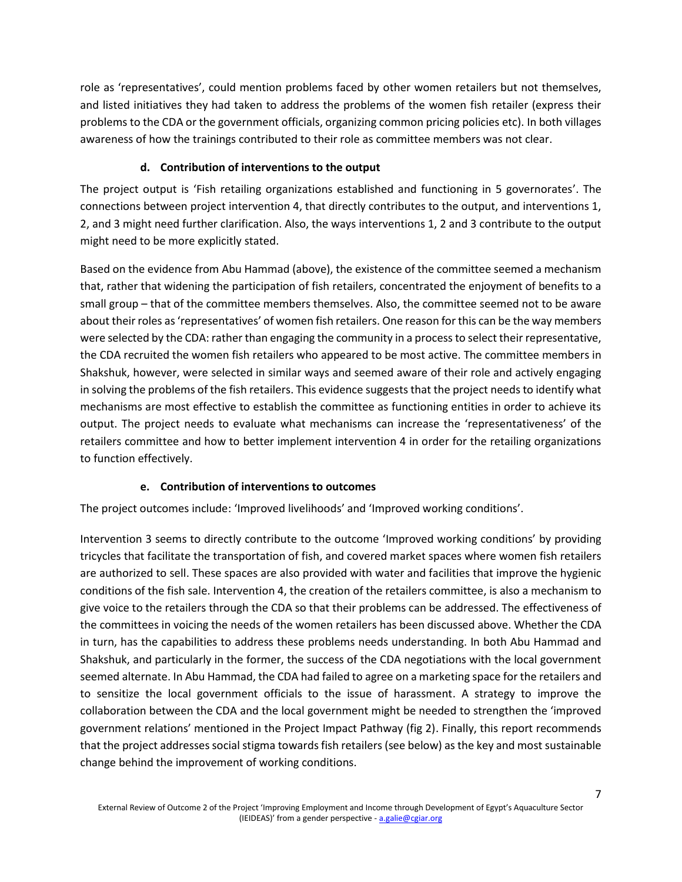role as 'representatives', could mention problems faced by other women retailers but not themselves, and listed initiatives they had taken to address the problems of the women fish retailer (express their problems to the CDA or the government officials, organizing common pricing policies etc). In both villages awareness of how the trainings contributed to their role as committee members was not clear.

#### d. Contribution of interventions to the output

The project output is 'Fish retailing organizations established and functioning in 5 governorates'. The connections between project intervention 4, that directly contributes to the output, and interventions 1, 2, and 3 might need further clarification. Also, the ways interventions 1, 2 and 3 contribute to the output might need to be more explicitly stated.

Based on the evidence from Abu Hammad (above), the existence of the committee seemed a mechanism that, rather that widening the participation of fish retailers, concentrated the enjoyment of benefits to a small group – that of the committee members themselves. Also, the committee seemed not to be aware about their roles as 'representatives' of women fish retailers. One reason for this can be the way members were selected by the CDA: rather than engaging the community in a process to select their representative, the CDA recruited the women fish retailers who appeared to be most active. The committee members in Shakshuk, however, were selected in similar ways and seemed aware of their role and actively engaging in solving the problems of the fish retailers. This evidence suggests that the project needs to identify what mechanisms are most effective to establish the committee as functioning entities in order to achieve its output. The project needs to evaluate what mechanisms can increase the 'representativeness' of the retailers committee and how to better implement intervention 4 in order for the retailing organizations to function effectively.

#### e. Contribution of interventions to outcomes

The project outcomes include: 'Improved livelihoods' and 'Improved working conditions'.

Intervention 3 seems to directly contribute to the outcome 'Improved working conditions' by providing tricycles that facilitate the transportation of fish, and covered market spaces where women fish retailers are authorized to sell. These spaces are also provided with water and facilities that improve the hygienic conditions of the fish sale. Intervention 4, the creation of the retailers committee, is also a mechanism to give voice to the retailers through the CDA so that their problems can be addressed. The effectiveness of the committees in voicing the needs of the women retailers has been discussed above. Whether the CDA in turn, has the capabilities to address these problems needs understanding. In both Abu Hammad and Shakshuk, and particularly in the former, the success of the CDA negotiations with the local government seemed alternate. In Abu Hammad, the CDA had failed to agree on a marketing space for the retailers and to sensitize the local government officials to the issue of harassment. A strategy to improve the collaboration between the CDA and the local government might be needed to strengthen the 'improved government relations' mentioned in the Project Impact Pathway (fig 2). Finally, this report recommends that the project addresses social stigma towards fish retailers (see below) as the key and most sustainable change behind the improvement of working conditions.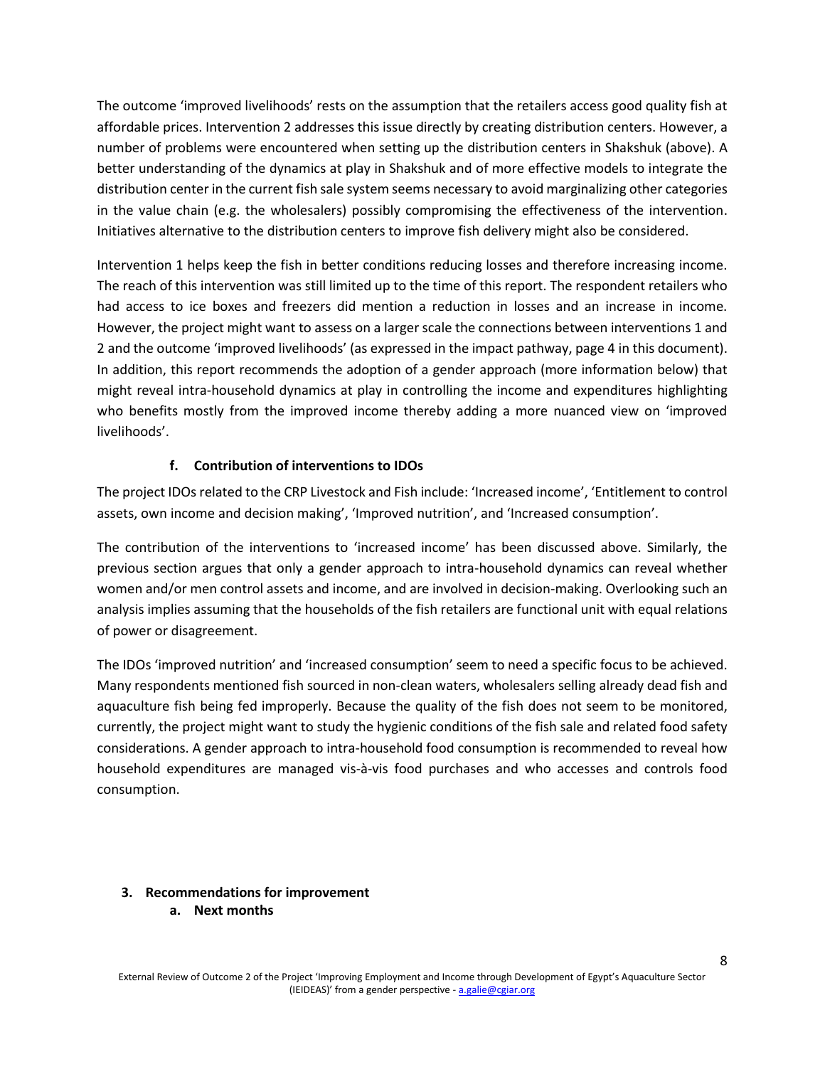The outcome 'improved livelihoods' rests on the assumption that the retailers access good quality fish at affordable prices. Intervention 2 addresses this issue directly by creating distribution centers. However, a number of problems were encountered when setting up the distribution centers in Shakshuk (above). A better understanding of the dynamics at play in Shakshuk and of more effective models to integrate the distribution center in the current fish sale system seems necessary to avoid marginalizing other categories in the value chain (e.g. the wholesalers) possibly compromising the effectiveness of the intervention. Initiatives alternative to the distribution centers to improve fish delivery might also be considered.

Intervention 1 helps keep the fish in better conditions reducing losses and therefore increasing income. The reach of this intervention was still limited up to the time of this report. The respondent retailers who had access to ice boxes and freezers did mention a reduction in losses and an increase in income. However, the project might want to assess on a larger scale the connections between interventions 1 and 2 and the outcome 'improved livelihoods' (as expressed in the impact pathway, page 4 in this document). In addition, this report recommends the adoption of a gender approach (more information below) that might reveal intra-household dynamics at play in controlling the income and expenditures highlighting who benefits mostly from the improved income thereby adding a more nuanced view on 'improved livelihoods'.

### f. Contribution of interventions to IDOs

The project IDOs related to the CRP Livestock and Fish include: 'Increased income', 'Entitlement to control assets, own income and decision making', 'Improved nutrition', and 'Increased consumption'.

The contribution of the interventions to 'increased income' has been discussed above. Similarly, the previous section argues that only a gender approach to intra-household dynamics can reveal whether women and/or men control assets and income, and are involved in decision-making. Overlooking such an analysis implies assuming that the households of the fish retailers are functional unit with equal relations of power or disagreement.

The IDOs 'improved nutrition' and 'increased consumption' seem to need a specific focus to be achieved. Many respondents mentioned fish sourced in non-clean waters, wholesalers selling already dead fish and aquaculture fish being fed improperly. Because the quality of the fish does not seem to be monitored, currently, the project might want to study the hygienic conditions of the fish sale and related food safety considerations. A gender approach to intra-household food consumption is recommended to reveal how household expenditures are managed vis-à-vis food purchases and who accesses and controls food consumption.

## 3. Recommendations for improvement

### a. Next months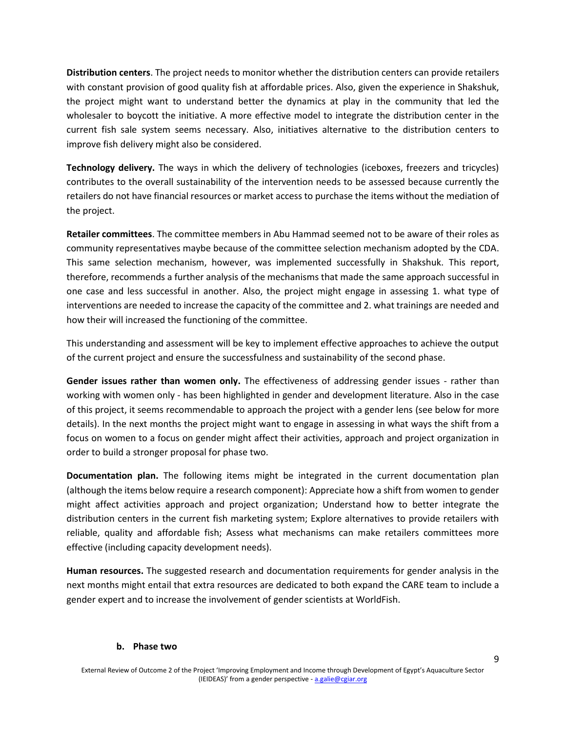**Distribution centers**. The project needs to monitor whether the distribution centers can provide retailers with constant provision of good quality fish at affordable prices. Also, given the experience in Shakshuk, the project might want to understand better the dynamics at play in the community that led the wholesaler to boycott the initiative. A more effective model to integrate the distribution center in the current fish sale system seems necessary. Also, initiatives alternative to the distribution centers to improve fish delivery might also be considered.

**Technology delivery.** The ways in which the delivery of technologies (iceboxes, freezers and tricycles) contributes to the overall sustainability of the intervention needs to be assessed because currently the retailers do not have financial resources or market access to purchase the items without the mediation of the project.

**Retailer committees**. The committee members in Abu Hammad seemed not to be aware of their roles as community representatives maybe because of the committee selection mechanism adopted by the CDA. This same selection mechanism, however, was implemented successfully in Shakshuk. This report, therefore, recommends a further analysis of the mechanisms that made the same approach successful in one case and less successful in another. Also, the project might engage in assessing 1. what type of interventions are needed to increase the capacity of the committee and 2. what trainings are needed and how their will increased the functioning of the committee.

This understanding and assessment will be key to implement effective approaches to achieve the output of the current project and ensure the successfulness and sustainability of the second phase.

**Gender issues rather than women only.** The effectiveness of addressing gender issues - rather than working with women only - has been highlighted in gender and development literature. Also in the case of this project, it seems recommendable to approach the project with a gender lens (see below for more details). In the next months the project might want to engage in assessing in what ways the shift from a focus on women to a focus on gender might affect their activities, approach and project organization in order to build a stronger proposal for phase two.

**Documentation plan.** The following items might be integrated in the current documentation plan (although the items below require a research component): Appreciate how a shift from women to gender might affect activities approach and project organization; Understand how to better integrate the distribution centers in the current fish marketing system; Explore alternatives to provide retailers with reliable, quality and affordable fish; Assess what mechanisms can make retailers committees more effective (including capacity development needs).

**Human resources.** The suggested research and documentation requirements for gender analysis in the next months might entail that extra resources are dedicated to both expand the CARE team to include a gender expert and to increase the involvement of gender scientists at WorldFish.

### b. Phase two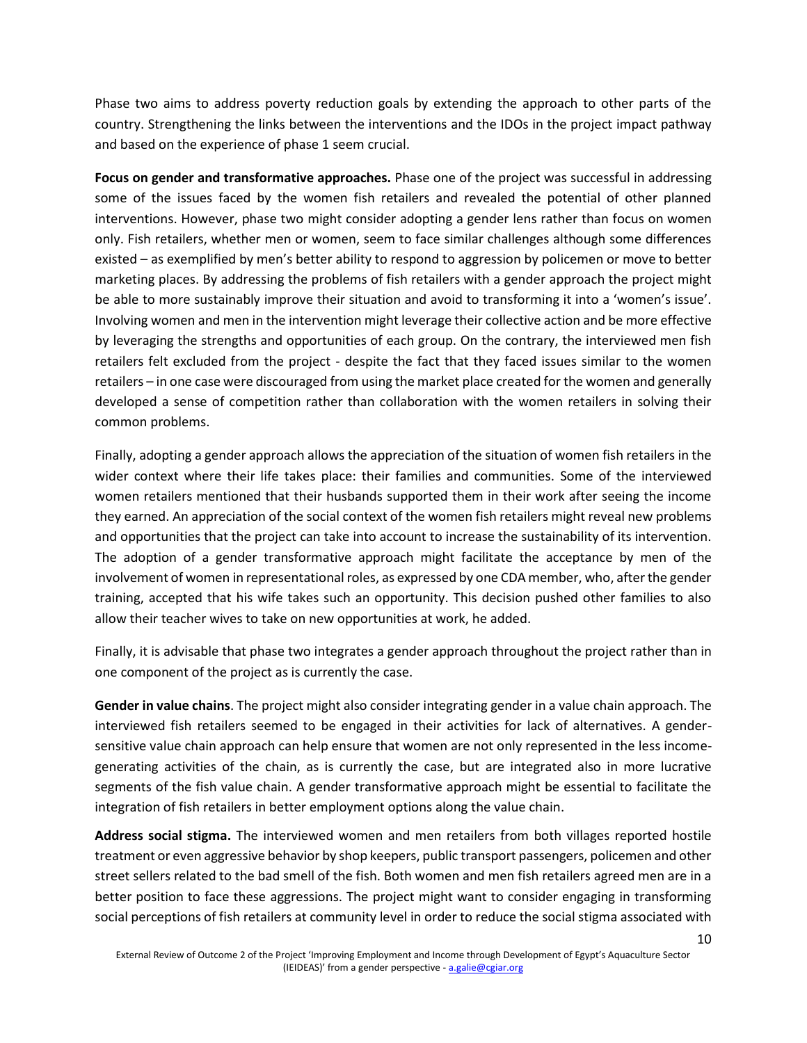Phase two aims to address poverty reduction goals by extending the approach to other parts of the country. Strengthening the links between the interventions and the IDOs in the project impact pathway and based on the experience of phase 1 seem crucial.

**Focus on gender and transformative approaches.** Phase one of the project was successful in addressing some of the issues faced by the women fish retailers and revealed the potential of other planned interventions. However, phase two might consider adopting a gender lens rather than focus on women only. Fish retailers, whether men or women, seem to face similar challenges although some differences existed – as exemplified by men's better ability to respond to aggression by policemen or move to better marketing places. By addressing the problems of fish retailers with a gender approach the project might be able to more sustainably improve their situation and avoid to transforming it into a 'women's issue'. Involving women and men in the intervention might leverage their collective action and be more effective by leveraging the strengths and opportunities of each group. On the contrary, the interviewed men fish retailers felt excluded from the project - despite the fact that they faced issues similar to the women retailers – in one case were discouraged from using the market place created for the women and generally developed a sense of competition rather than collaboration with the women retailers in solving their common problems.

Finally, adopting a gender approach allows the appreciation of the situation of women fish retailers in the wider context where their life takes place: their families and communities. Some of the interviewed women retailers mentioned that their husbands supported them in their work after seeing the income they earned. An appreciation of the social context of the women fish retailers might reveal new problems and opportunities that the project can take into account to increase the sustainability of its intervention. The adoption of a gender transformative approach might facilitate the acceptance by men of the involvement of women in representational roles, as expressed by one CDA member, who, after the gender training, accepted that his wife takes such an opportunity. This decision pushed other families to also allow their teacher wives to take on new opportunities at work, he added.

Finally, it is advisable that phase two integrates a gender approach throughout the project rather than in one component of the project as is currently the case.

**Gender in value chains**. The project might also consider integrating gender in a value chain approach. The interviewed fish retailers seemed to be engaged in their activities for lack of alternatives. A gender-sensitive value chain approach can help ensure that women are not only represented in the less income-generating activities of the chain, as is currently the case, but are integrated also in more lucrative segments of the fish value chain. A gender transformative approach might be essential to facilitate the integration of fish retailers in better employment options along the value chain.

**Address social stigma.** The interviewed women and men retailers from both villages reported hostile treatment or even aggressive behavior by shop keepers, public transport passengers, policemen and other street sellers related to the bad smell of the fish. Both women and men fish retailers agreed men are in a better position to face these aggressions. The project might want to consider engaging in transforming social perceptions of fish retailers at community level in order to reduce the social stigma associated with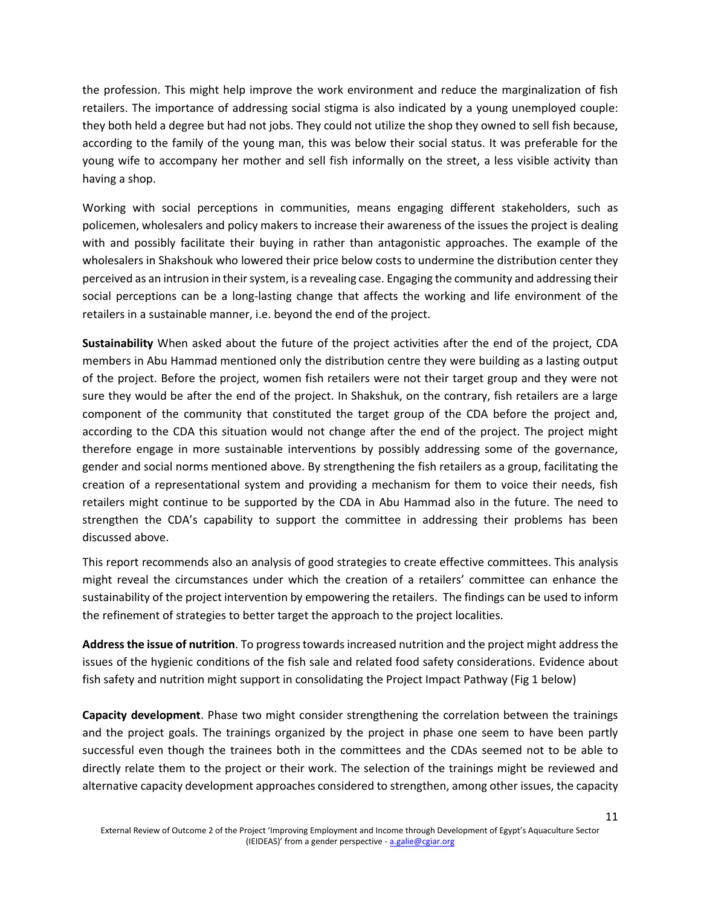the profession. This might help improve the work environment and reduce the marginalization of fish retailers. The importance of addressing social stigma is also indicated by a young unemployed couple: they both held a degree but had not jobs. They could not utilize the shop they owned to sell fish because, according to the family of the young man, this was below their social status. It was preferable for the young wife to accompany her mother and sell fish informally on the street, a less visible activity than having a shop.

Working with social perceptions in communities, means engaging different stakeholders, such as policemen, wholesalers and policy makers to increase their awareness of the issues the project is dealing with and possibly facilitate their buying in rather than antagonistic approaches. The example of the wholesalers in Shakshouk who lowered their price below costs to undermine the distribution center they perceived as an intrusion in their system, is a revealing case. Engaging the community and addressing their social perceptions can be a long-lasting change that affects the working and life environment of the retailers in a sustainable manner, i.e. beyond the end of the project.

**Sustainability** When asked about the future of the project activities after the end of the project, CDA members in Abu Hammad mentioned only the distribution centre they were building as a lasting output of the project. Before the project, women fish retailers were not their target group and they were not sure they would be after the end of the project. In Shakshuk, on the contrary, fish retailers are a large component of the community that constituted the target group of the CDA before the project and, according to the CDA this situation would not change after the end of the project. The project might therefore engage in more sustainable interventions by possibly addressing some of the governance, gender and social norms mentioned above. By strengthening the fish retailers as a group, facilitating the creation of a representational system and providing a mechanism for them to voice their needs, fish retailers might continue to be supported by the CDA in Abu Hammad also in the future. The need to strengthen the CDA's capability to support the committee in addressing their problems has been discussed above.

This report recommends also an analysis of good strategies to create effective committees. This analysis might reveal the circumstances under which the creation of a retailers' committee can enhance the sustainability of the project intervention by empowering the retailers. The findings can be used to inform the refinement of strategies to better target the approach to the project localities.

**Address the issue of nutrition**. To progress towards increased nutrition and the project might address the issues of the hygienic conditions of the fish sale and related food safety considerations. Evidence about fish safety and nutrition might support in consolidating the Project Impact Pathway (Fig 1 below)

**Capacity development**. Phase two might consider strengthening the correlation between the trainings and the project goals. The trainings organized by the project in phase one seem to have been partly successful even though the trainees both in the committees and the CDAs seemed not to be able to directly relate them to the project or their work. The selection of the trainings might be reviewed and alternative capacity development approaches considered to strengthen, among other issues, the capacity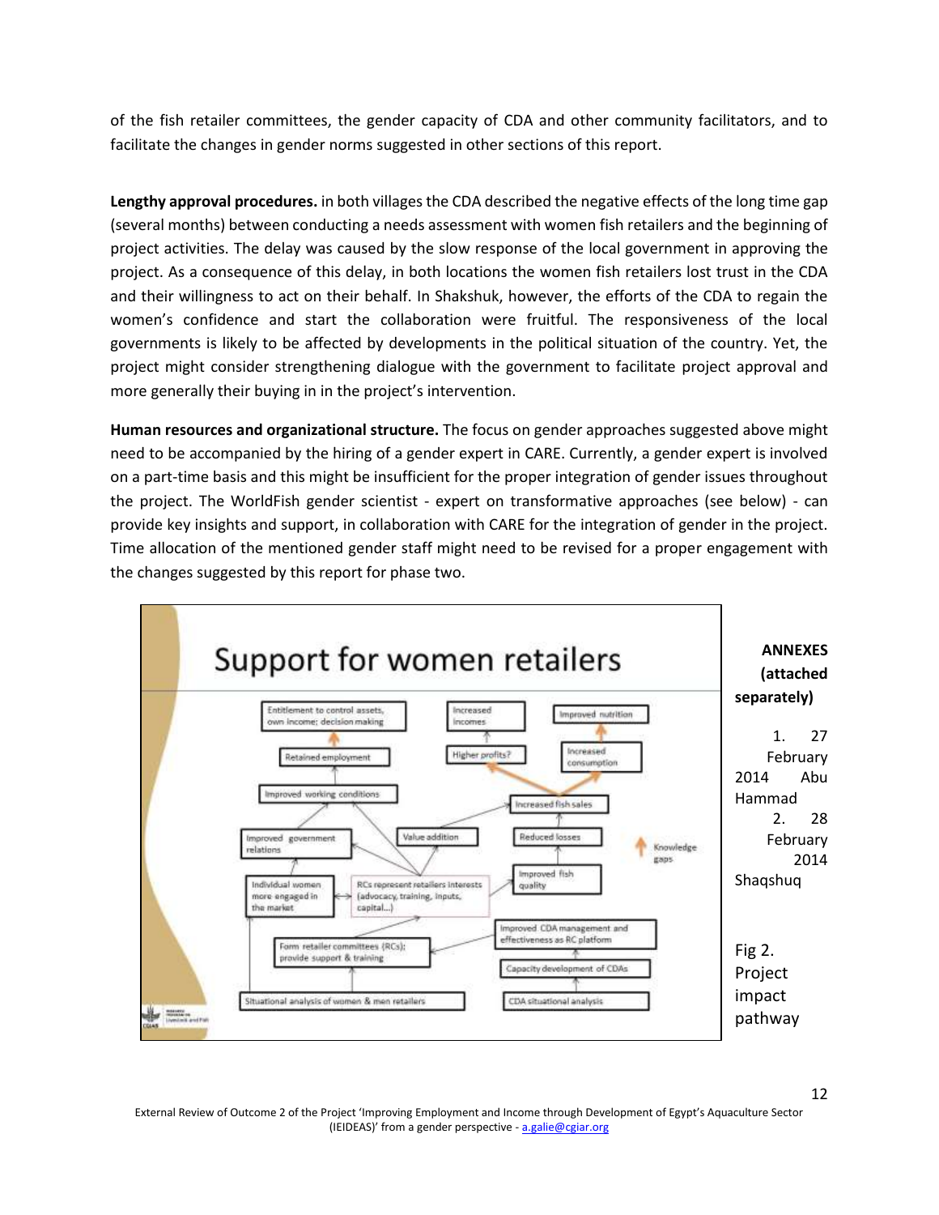of the fish retailer committees, the gender capacity of CDA and other community facilitators, and to facilitate the changes in gender norms suggested in other sections of this report.

**Lengthy approval procedures.** in both villages the CDA described the negative effects of the long time gap (several months) between conducting a needs assessment with women fish retailers and the beginning of project activities. The delay was caused by the slow response of the local government in approving the project. As a consequence of this delay, in both locations the women fish retailers lost trust in the CDA and their willingness to act on their behalf. In Shakshuk, however, the efforts of the CDA to regain the women's confidence and start the collaboration were fruitful. The responsiveness of the local governments is likely to be affected by developments in the political situation of the country. Yet, the project might consider strengthening dialogue with the government to facilitate project approval and more generally their buying in in the project's intervention.

**Human resources and organizational structure.** The focus on gender approaches suggested above might need to be accompanied by the hiring of a gender expert in CARE. Currently, a gender expert is involved on a part-time basis and this might be insufficient for the proper integration of gender issues throughout the project. The WorldFish gender scientist - expert on transformative approaches (see below) - can provide key insights and support, in collaboration with CARE for the integration of gender in the project. Time allocation of the mentioned gender staff might need to be revised for a proper engagement with the changes suggested by this report for phase two.

Support for women retailers

Entitlement to control assets, own income; decision making

Increased incomes

Improved nutrition

Retained employment

Higher profits?

Increased consumption

Improved working conditions

Increased fish sales

Improved government relations

Value addition

Reduced losses

Knowledge gaps

Individual women more engaged in the market

RCs represent retailers interests (advocacy, training, inputs, capital...)

Improved fish quality

Improved CDA management and effectiveness as RC platform

Form retailer committees (RCs); provide support & training

Capacity development of CDAs

Situational analysis of women & men retailers

CDA situational analysis

Fig 2. Project impact pathway

**ANNEXES (attached separately)**

1. 27 February 2014 Abu Hammad
2. 28 February 2014 Shaqshuq